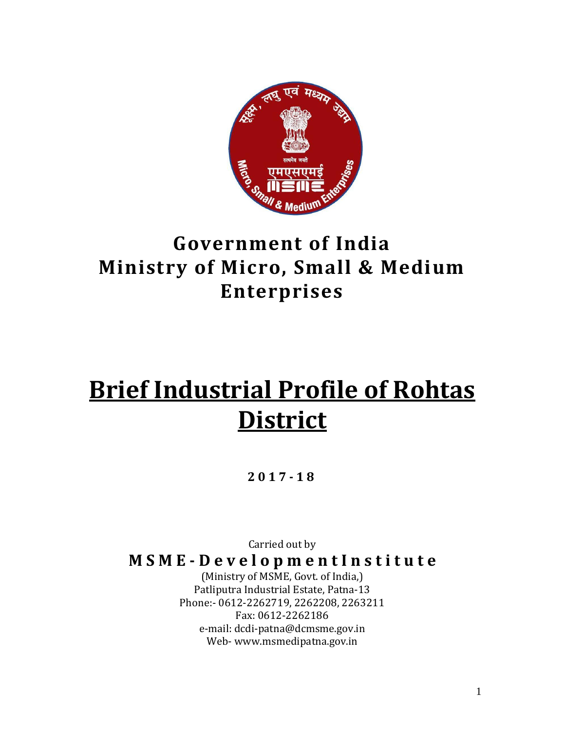# Government of India
# Ministry of Micro, Small & Medium Enterprises

# Brief Industrial Profile of Rohtas District

**2017-18**

Carried out by

**MSME-Development Institute**

(Ministry of MSME, Govt. of India,)
Patliputra Industrial Estate, Patna-13
Phone:- 0612-2262719, 2262208, 2263211
Fax: 0612-2262186
e-mail: dcdi-patna@dcmsme.gov.in
Web- www.msmedipatna.gov.in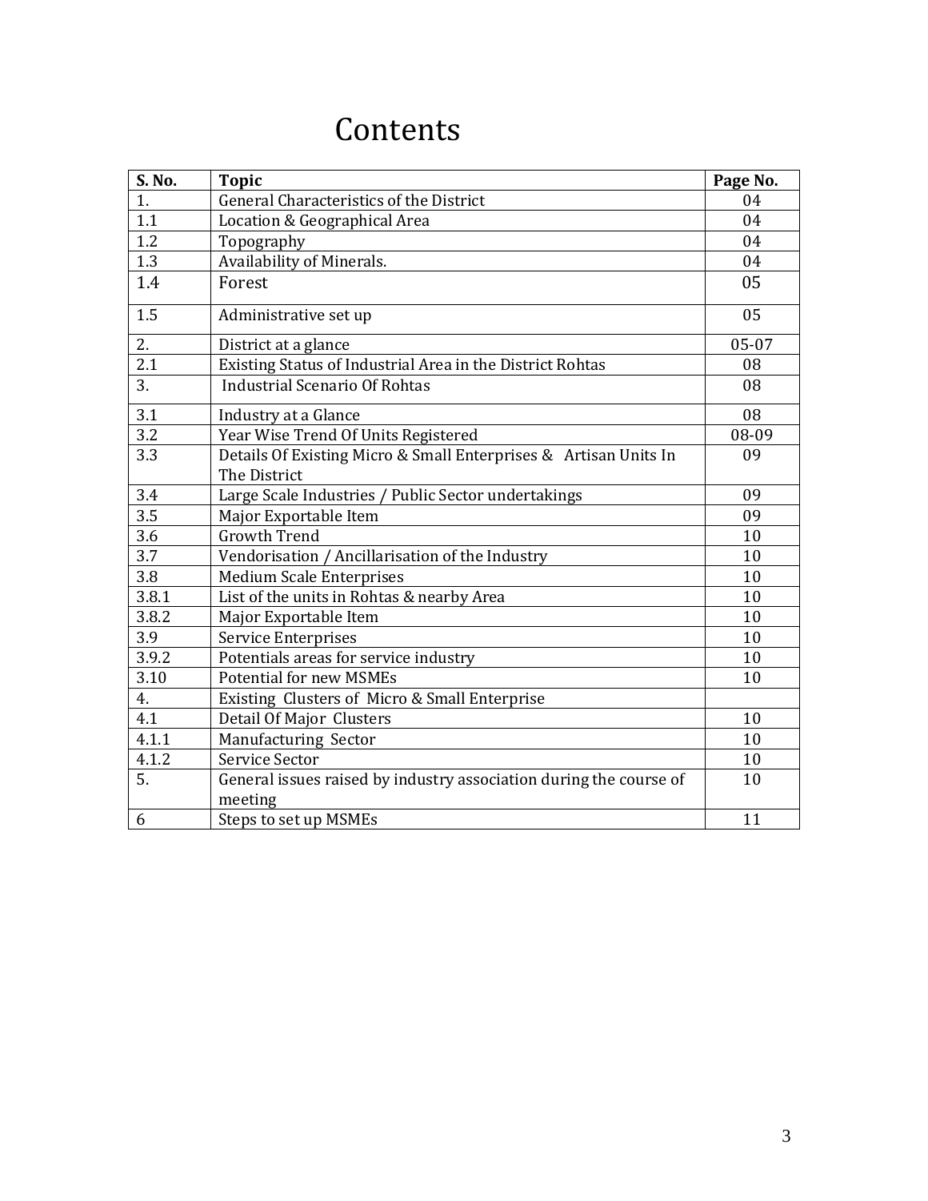# Contents

| S. No. | Topic | Page No. |
|---|---|---|
| 1. | General Characteristics of the District | 04 |
| 1.1 | Location & Geographical Area | 04 |
| 1.2 | Topography | 04 |
| 1.3 | Availability of Minerals. | 04 |
| 1.4 | Forest | 05 |
| 1.5 | Administrative set up | 05 |
| 2. | District at a glance | 05-07 |
| 2.1 | Existing Status of Industrial Area in the District Rohtas | 08 |
| 3. | Industrial Scenario Of Rohtas | 08 |
| 3.1 | Industry at a Glance | 08 |
| 3.2 | Year Wise Trend Of Units Registered | 08-09 |
| 3.3 | Details Of Existing Micro & Small Enterprises & Artisan Units In The District | 09 |
| 3.4 | Large Scale Industries / Public Sector undertakings | 09 |
| 3.5 | Major Exportable Item | 09 |
| 3.6 | Growth Trend | 10 |
| 3.7 | Vendorisation / Ancillarisation of the Industry | 10 |
| 3.8 | Medium Scale Enterprises | 10 |
| 3.8.1 | List of the units in Rohtas & nearby Area | 10 |
| 3.8.2 | Major Exportable Item | 10 |
| 3.9 | Service Enterprises | 10 |
| 3.9.2 | Potentials areas for service industry | 10 |
| 3.10 | Potential for new MSMEs | 10 |
| 4. | Existing Clusters of Micro & Small Enterprise | |
| 4.1 | Detail Of Major Clusters | 10 |
| 4.1.1 | Manufacturing Sector | 10 |
| 4.1.2 | Service Sector | 10 |
| 5. | General issues raised by industry association during the course of meeting | 10 |
| 6 | Steps to set up MSMEs | 11 |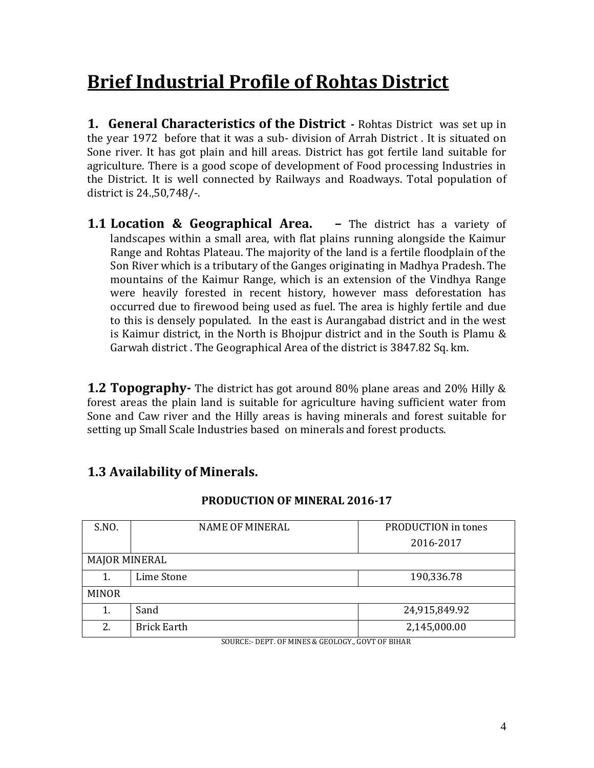# Brief Industrial Profile of Rohtas District

**1. General Characteristics of the District -** Rohtas District was set up in the year 1972 before that it was a sub- division of Arrah District . It is situated on Sone river. It has got plain and hill areas. District has got fertile land suitable for agriculture. There is a good scope of development of Food processing Industries in the District. It is well connected by Railways and Roadways. Total population of district is 24.,50,748/-.

**1.1 Location & Geographical Area. –** The district has a variety of landscapes within a small area, with flat plains running alongside the Kaimur Range and Rohtas Plateau. The majority of the land is a fertile floodplain of the Son River which is a tributary of the Ganges originating in Madhya Pradesh. The mountains of the Kaimur Range, which is an extension of the Vindhya Range were heavily forested in recent history, however mass deforestation has occurred due to firewood being used as fuel. The area is highly fertile and due to this is densely populated. In the east is Aurangabad district and in the west is Kaimur district, in the North is Bhojpur district and in the South is Plamu & Garwah district . The Geographical Area of the district is 3847.82 Sq. km.

**1.2 Topography-** The district has got around 80% plane areas and 20% Hilly & forest areas the plain land is suitable for agriculture having sufficient water from Sone and Caw river and the Hilly areas is having minerals and forest suitable for setting up Small Scale Industries based on minerals and forest products.

## 1.3 Availability of Minerals.

**PRODUCTION OF MINERAL 2016-17**

| S.NO. | NAME OF MINERAL | PRODUCTION in tones 2016-2017 |
|---|---|---|
| MAJOR MINERAL | | |
| 1. | Lime Stone | 190,336.78 |
| MINOR | | |
| 1. | Sand | 24,915,849.92 |
| 2. | Brick Earth | 2,145,000.00 |

SOURCE:- DEPT. OF MINES & GEOLOGY., GOVT OF BIHAR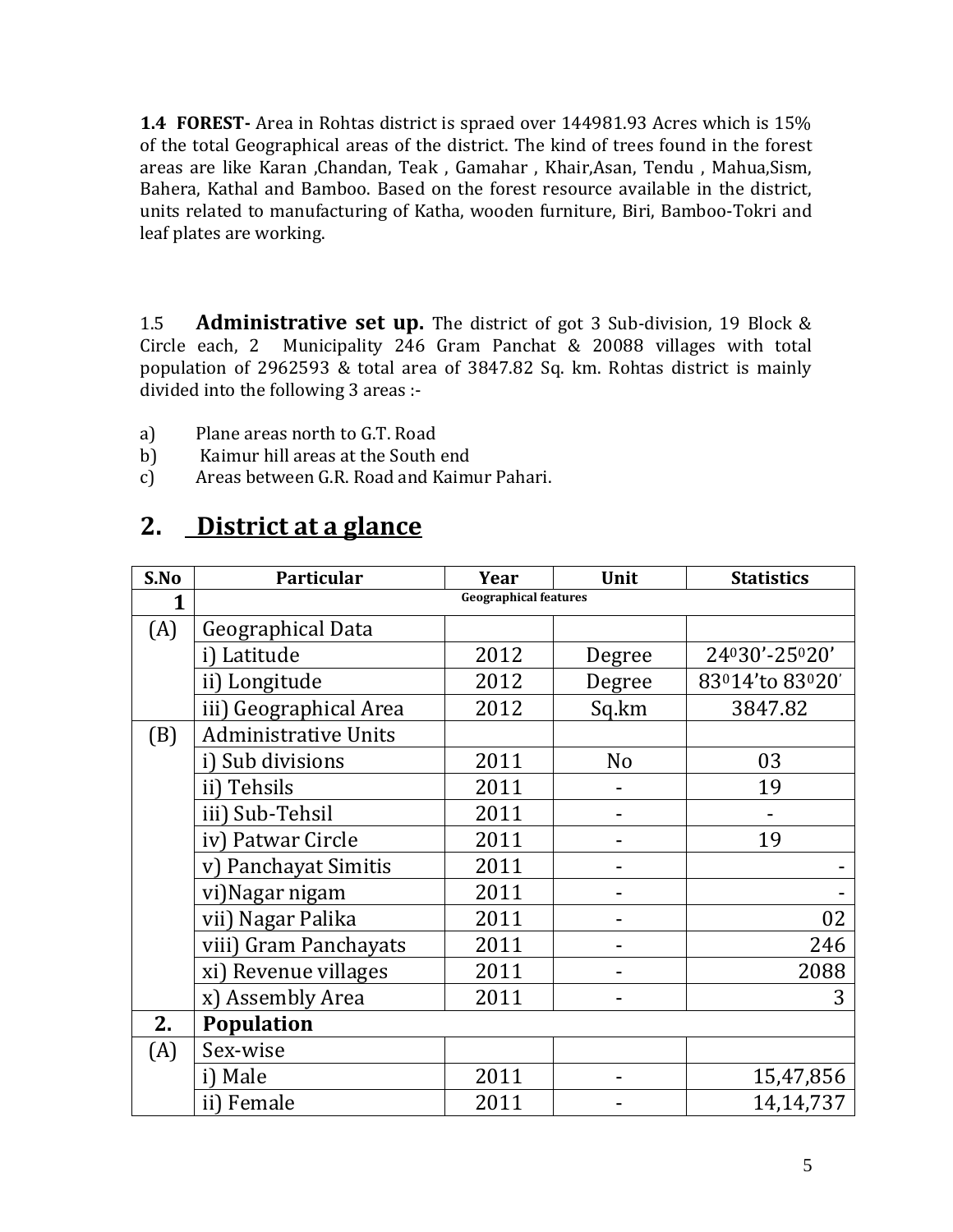**1.4 FOREST-** Area in Rohtas district is spraed over 144981.93 Acres which is 15% of the total Geographical areas of the district. The kind of trees found in the forest areas are like Karan ,Chandan, Teak , Gamahar , Khair,Asan, Tendu , Mahua,Sism, Bahera, Kathal and Bamboo. Based on the forest resource available in the district, units related to manufacturing of Katha, wooden furniture, Biri, Bamboo-Tokri and leaf plates are working.

1.5 **Administrative set up.** The district of got 3 Sub-division, 19 Block & Circle each, 2 Municipality 246 Gram Panchat & 20088 villages with total population of 2962593 & total area of 3847.82 Sq. km. Rohtas district is mainly divided into the following 3 areas :-

a) Plane areas north to G.T. Road
b) Kaimur hill areas at the South end
c) Areas between G.R. Road and Kaimur Pahari.

## 2. District at a glance

| S.No | Particular | Year | Unit | Statistics |
|---|---|---|---|---|
| **1** | **Geographical features** | | | |
| (A) | Geographical Data | | | |
| | i) Latitude | 2012 | Degree | 24°30'-25°20' |
| | ii) Longitude | 2012 | Degree | 83°14'to 83°20' |
| | iii) Geographical Area | 2012 | Sq.km | 3847.82 |
| (B) | Administrative Units | | | |
| | i) Sub divisions | 2011 | No | 03 |
| | ii) Tehsils | 2011 | - | 19 |
| | iii) Sub-Tehsil | 2011 | - | - |
| | iv) Patwar Circle | 2011 | - | 19 |
| | v) Panchayat Simitis | 2011 | - | - |
| | vi)Nagar nigam | 2011 | - | - |
| | vii) Nagar Palika | 2011 | - | 02 |
| | viii) Gram Panchayats | 2011 | - | 246 |
| | xi) Revenue villages | 2011 | - | 2088 |
| | x) Assembly Area | 2011 | - | 3 |
| **2.** | **Population** | | | |
| (A) | Sex-wise | | | |
| | i) Male | 2011 | - | 15,47,856 |
| | ii) Female | 2011 | - | 14,14,737 |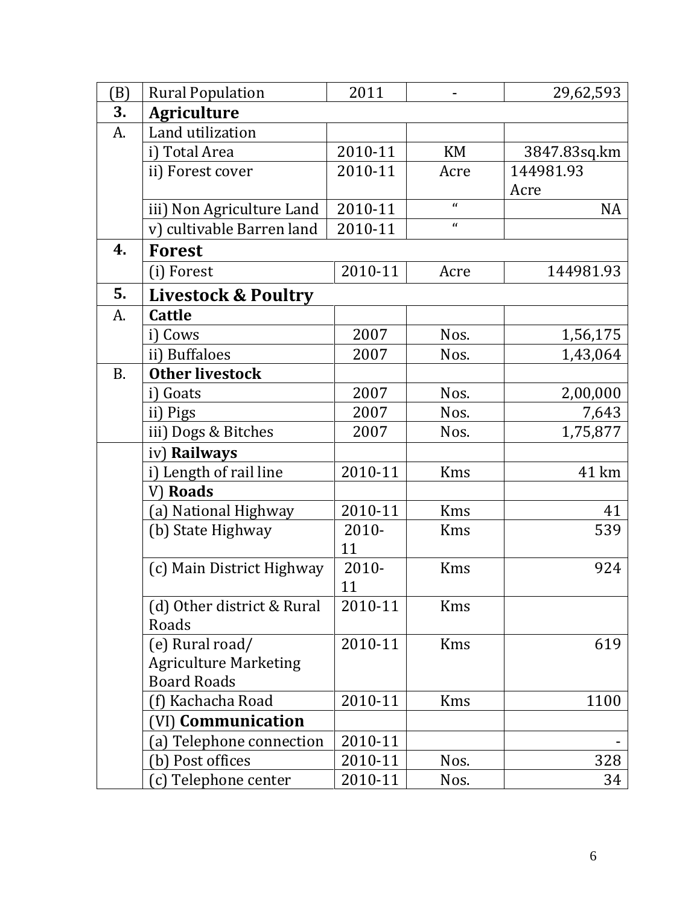| (B) | Rural Population | 2011 | - | 29,62,593 |
|---|---|---|---|---|
| **3.** | **Agriculture** | | | |
| A. | Land utilization | | | |
| | i) Total Area | 2010-11 | KM | 3847.83sq.km |
| | ii) Forest cover | 2010-11 | Acre | 144981.93 Acre |
| | iii) Non Agriculture Land | 2010-11 | " | NA |
| | v) cultivable Barren land | 2010-11 | " | |
| **4.** | **Forest** | | | |
| | (i) Forest | 2010-11 | Acre | 144981.93 |
| **5.** | **Livestock & Poultry** | | | |
| A. | **Cattle** | | | |
| | i) Cows | 2007 | Nos. | 1,56,175 |
| | ii) Buffaloes | 2007 | Nos. | 1,43,064 |
| B. | **Other livestock** | | | |
| | i) Goats | 2007 | Nos. | 2,00,000 |
| | ii) Pigs | 2007 | Nos. | 7,643 |
| | iii) Dogs & Bitches | 2007 | Nos. | 1,75,877 |
| | iv) **Railways** | | | |
| | i) Length of rail line | 2010-11 | Kms | 41 km |
| | V) **Roads** | | | |
| | (a) National Highway | 2010-11 | Kms | 41 |
| | (b) State Highway | 2010-11 | Kms | 539 |
| | (c) Main District Highway | 2010-11 | Kms | 924 |
| | (d) Other district & Rural Roads | 2010-11 | Kms | |
| | (e) Rural road/ Agriculture Marketing Board Roads | 2010-11 | Kms | 619 |
| | (f) Kachacha Road | 2010-11 | Kms | 1100 |
| | (VI) **Communication** | | | |
| | (a) Telephone connection | 2010-11 | | - |
| | (b) Post offices | 2010-11 | Nos. | 328 |
| | (c) Telephone center | 2010-11 | Nos. | 34 |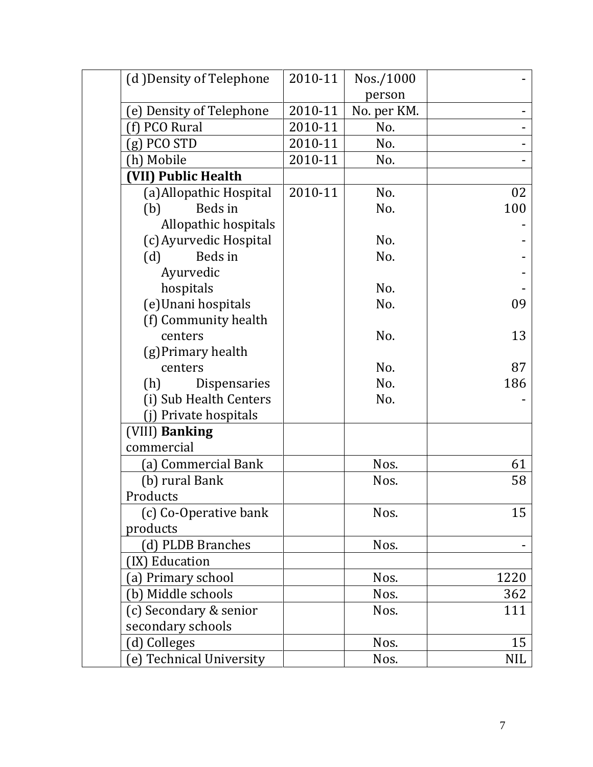| | | | | |
|---|---|---|---|---|
| | (d )Density of Telephone | 2010-11 | Nos./1000 person | - |
| | (e) Density of Telephone | 2010-11 | No. per KM. | - |
| | (f) PCO Rural | 2010-11 | No. | - |
| | (g) PCO STD | 2010-11 | No. | - |
| | (h) Mobile | 2010-11 | No. | - |
| | **(VII) Public Health** | | | |
| | (a) Allopathic Hospital | 2010-11 | No. | 02 |
| | (b) Beds in Allopathic hospitals | | No. | 100<br>- |
| | (c) Ayurvedic Hospital | | No. | - |
| | (d) Beds in Ayurvedic hospitals | | No.<br><br>No. | -<br>-<br>- |
| | (e) Unani hospitals | | No. | 09 |
| | (f) Community health centers | | No. | 13 |
| | (g) Primary health centers | | No. | 87 |
| | (h) Dispensaries | | No. | 186 |
| | (i) Sub Health Centers | | No. | - |
| | (j) Private hospitals | | | |
| | (VIII) **Banking** commercial | | | |
| | (a) Commercial Bank | | Nos. | 61 |
| | (b) rural Bank Products | | Nos. | 58 |
| | (c) Co-Operative bank products | | Nos. | 15 |
| | (d) PLDB Branches | | Nos. | - |
| | (IX) Education | | | |
| | (a) Primary school | | Nos. | 1220 |
| | (b) Middle schools | | Nos. | 362 |
| | (c) Secondary & senior secondary schools | | Nos. | 111 |
| | (d) Colleges | | Nos. | 15 |
| | (e) Technical University | | Nos. | NIL |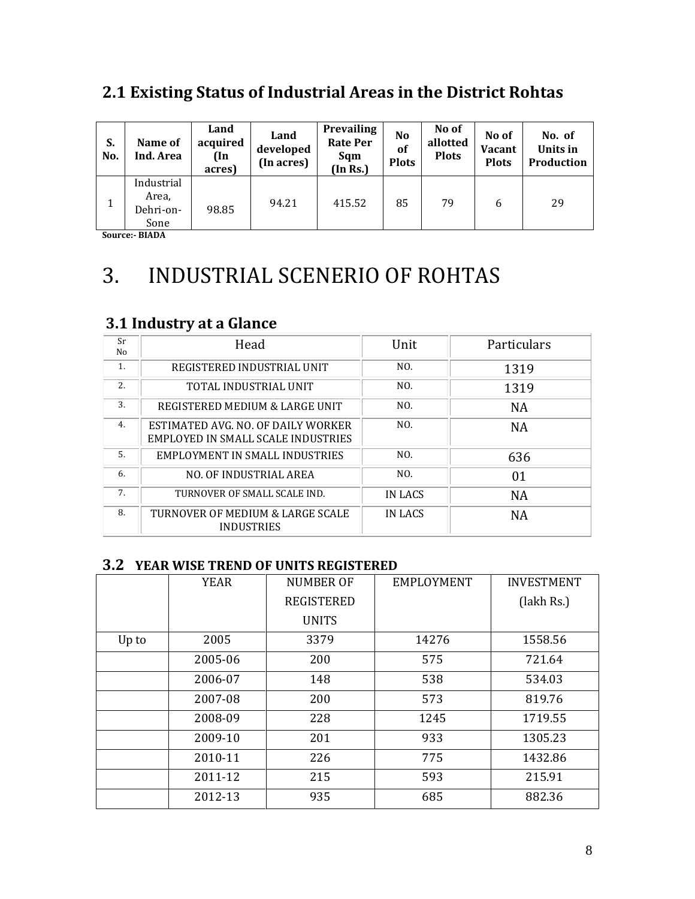## 2.1 Existing Status of Industrial Areas in the District Rohtas

| S. No. | Name of Ind. Area | Land acquired (In acres) | Land developed (In acres) | Prevailing Rate Per Sqm (In Rs.) | No of Plots | No of allotted Plots | No of Vacant Plots | No. of Units in Production |
|---|---|---|---|---|---|---|---|---|
| 1 | Industrial Area, Dehri-on-Sone | 98.85 | 94.21 | 415.52 | 85 | 79 | 6 | 29 |

**Source:- BIADA**

# 3. INDUSTRIAL SCENERIO OF ROHTAS

## 3.1 Industry at a Glance

| Sr No | Head | Unit | Particulars |
|---|---|---|---|
| 1. | REGISTERED INDUSTRIAL UNIT | NO. | 1319 |
| 2. | TOTAL INDUSTRIAL UNIT | NO. | 1319 |
| 3. | REGISTERED MEDIUM & LARGE UNIT | NO. | NA |
| 4. | ESTIMATED AVG. NO. OF DAILY WORKER EMPLOYED IN SMALL SCALE INDUSTRIES | NO. | NA |
| 5. | EMPLOYMENT IN SMALL INDUSTRIES | NO. | 636 |
| 6. | NO. OF INDUSTRIAL AREA | NO. | 01 |
| 7. | TURNOVER OF SMALL SCALE IND. | IN LACS | NA |
| 8. | TURNOVER OF MEDIUM & LARGE SCALE INDUSTRIES | IN LACS | NA |

## 3.2 YEAR WISE TREND OF UNITS REGISTERED

| | YEAR | NUMBER OF REGISTERED UNITS | EMPLOYMENT | INVESTMENT (lakh Rs.) |
|---|---|---|---|---|
| Up to | 2005 | 3379 | 14276 | 1558.56 |
| | 2005-06 | 200 | 575 | 721.64 |
| | 2006-07 | 148 | 538 | 534.03 |
| | 2007-08 | 200 | 573 | 819.76 |
| | 2008-09 | 228 | 1245 | 1719.55 |
| | 2009-10 | 201 | 933 | 1305.23 |
| | 2010-11 | 226 | 775 | 1432.86 |
| | 2011-12 | 215 | 593 | 215.91 |
| | 2012-13 | 935 | 685 | 882.36 |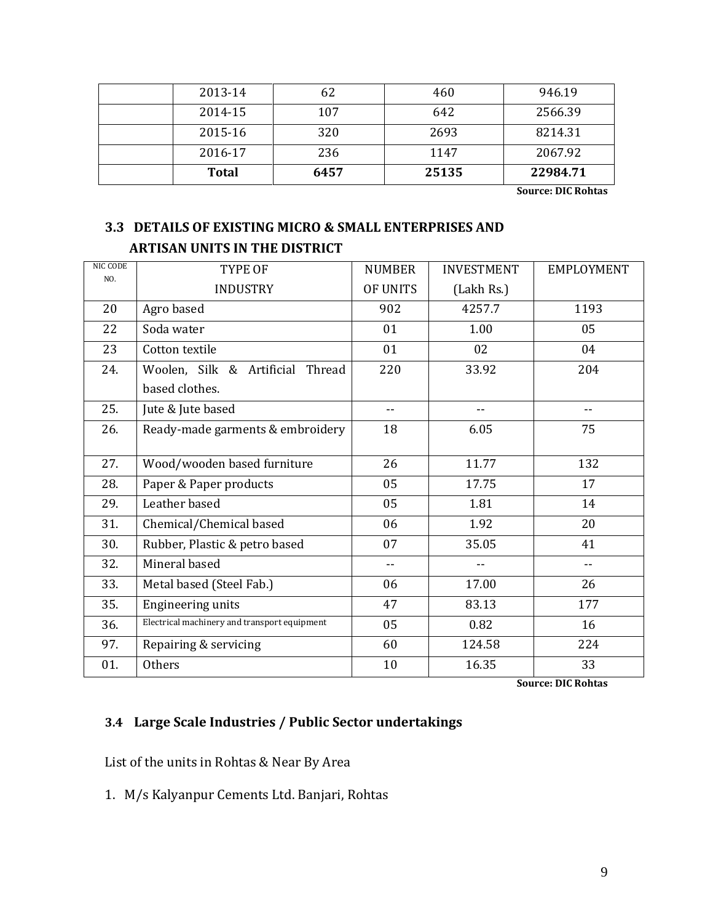| | 2013-14 | 62 | 460 | 946.19 |
|---|---|---|---|---|
| | 2014-15 | 107 | 642 | 2566.39 |
| | 2015-16 | 320 | 2693 | 8214.31 |
| | 2016-17 | 236 | 1147 | 2067.92 |
| | **Total** | **6457** | **25135** | **22984.71** |

**Source: DIC Rohtas**

### 3.3 DETAILS OF EXISTING MICRO & SMALL ENTERPRISES AND ARTISAN UNITS IN THE DISTRICT

| NIC CODE NO. | TYPE OF INDUSTRY | NUMBER OF UNITS | INVESTMENT (Lakh Rs.) | EMPLOYMENT |
|---|---|---|---|---|
| 20 | Agro based | 902 | 4257.7 | 1193 |
| 22 | Soda water | 01 | 1.00 | 05 |
| 23 | Cotton textile | 01 | 02 | 04 |
| 24. | Woolen, Silk & Artificial Thread based clothes. | 220 | 33.92 | 204 |
| 25. | Jute & Jute based | -- | -- | -- |
| 26. | Ready-made garments & embroidery | 18 | 6.05 | 75 |
| 27. | Wood/wooden based furniture | 26 | 11.77 | 132 |
| 28. | Paper & Paper products | 05 | 17.75 | 17 |
| 29. | Leather based | 05 | 1.81 | 14 |
| 31. | Chemical/Chemical based | 06 | 1.92 | 20 |
| 30. | Rubber, Plastic & petro based | 07 | 35.05 | 41 |
| 32. | Mineral based | -- | -- | -- |
| 33. | Metal based (Steel Fab.) | 06 | 17.00 | 26 |
| 35. | Engineering units | 47 | 83.13 | 177 |
| 36. | Electrical machinery and transport equipment | 05 | 0.82 | 16 |
| 97. | Repairing & servicing | 60 | 124.58 | 224 |
| 01. | Others | 10 | 16.35 | 33 |

**Source: DIC Rohtas**

### 3.4 Large Scale Industries / Public Sector undertakings

List of the units in Rohtas & Near By Area

1. M/s Kalyanpur Cements Ltd. Banjari, Rohtas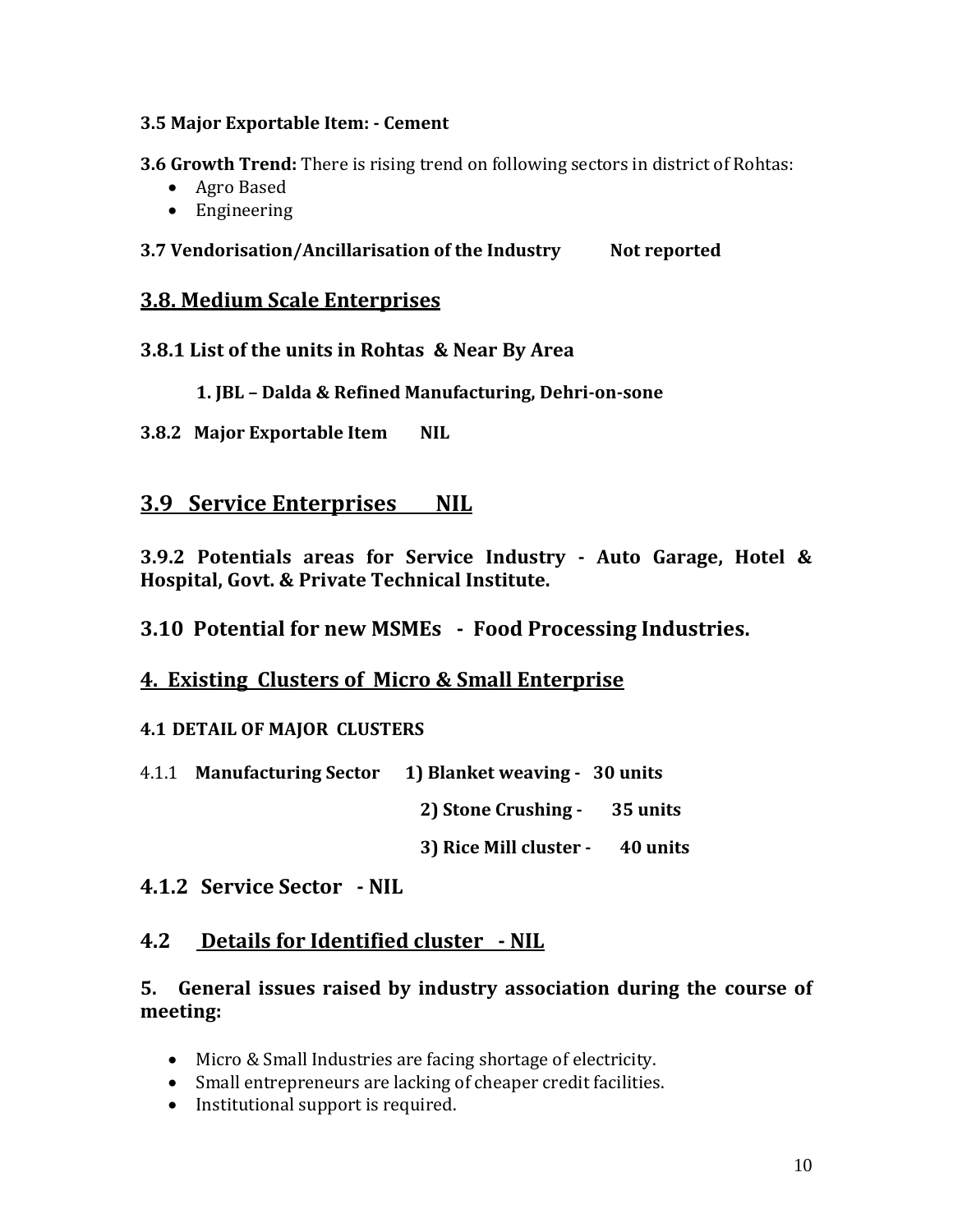**3.5 Major Exportable Item: - Cement**

**3.6 Growth Trend:** There is rising trend on following sectors in district of Rohtas:

- Agro Based
- Engineering

**3.7 Vendorisation/Ancillarisation of the Industry Not reported**

## 3.8. Medium Scale Enterprises

### 3.8.1 List of the units in Rohtas & Near By Area

**1. JBL – Dalda & Refined Manufacturing, Dehri-on-sone**

**3.8.2 Major Exportable Item NIL**

## 3.9 Service Enterprises NIL

**3.9.2 Potentials areas for Service Industry - Auto Garage, Hotel & Hospital, Govt. & Private Technical Institute.**

### 3.10 Potential for new MSMEs - Food Processing Industries.

## 4. Existing Clusters of Micro & Small Enterprise

**4.1 DETAIL OF MAJOR CLUSTERS**

4.1.1 **Manufacturing Sector**
**1) Blanket weaving - 30 units**
**2) Stone Crushing - 35 units**
**3) Rice Mill cluster - 40 units**

### 4.1.2 Service Sector - NIL

## 4.2 Details for Identified cluster - NIL

### 5. General issues raised by industry association during the course of meeting:

- Micro & Small Industries are facing shortage of electricity.
- Small entrepreneurs are lacking of cheaper credit facilities.
- Institutional support is required.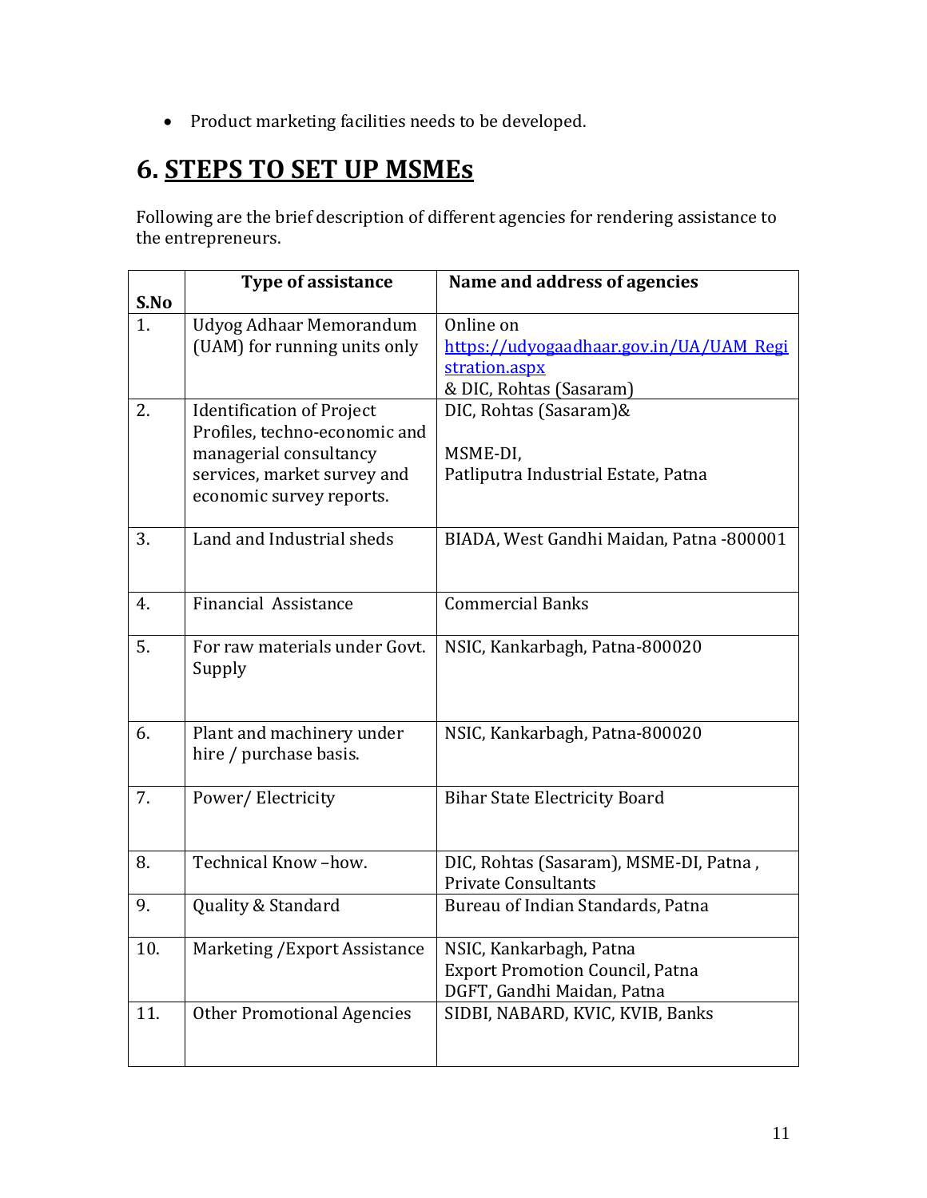- Product marketing facilities needs to be developed.

# 6. STEPS TO SET UP MSMEs

Following are the brief description of different agencies for rendering assistance to the entrepreneurs.

| S.No | Type of assistance | Name and address of agencies |
|---|---|---|
| 1. | Udyog Adhaar Memorandum (UAM) for running units only | Online on [https://udyogaadhaar.gov.in/UA/UAM_Registration.aspx](https://udyogaadhaar.gov.in/UA/UAM_Registration.aspx) & DIC, Rohtas (Sasaram) |
| 2. | Identification of Project Profiles, techno-economic and managerial consultancy services, market survey and economic survey reports. | DIC, Rohtas (Sasaram)& MSME-DI, Patliputra Industrial Estate, Patna |
| 3. | Land and Industrial sheds | BIADA, West Gandhi Maidan, Patna -800001 |
| 4. | Financial Assistance | Commercial Banks |
| 5. | For raw materials under Govt. Supply | NSIC, Kankarbagh, Patna-800020 |
| 6. | Plant and machinery under hire / purchase basis. | NSIC, Kankarbagh, Patna-800020 |
| 7. | Power/ Electricity | Bihar State Electricity Board |
| 8. | Technical Know –how. | DIC, Rohtas (Sasaram), MSME-DI, Patna , Private Consultants |
| 9. | Quality & Standard | Bureau of Indian Standards, Patna |
| 10. | Marketing /Export Assistance | NSIC, Kankarbagh, Patna Export Promotion Council, Patna DGFT, Gandhi Maidan, Patna |
| 11. | Other Promotional Agencies | SIDBI, NABARD, KVIC, KVIB, Banks |